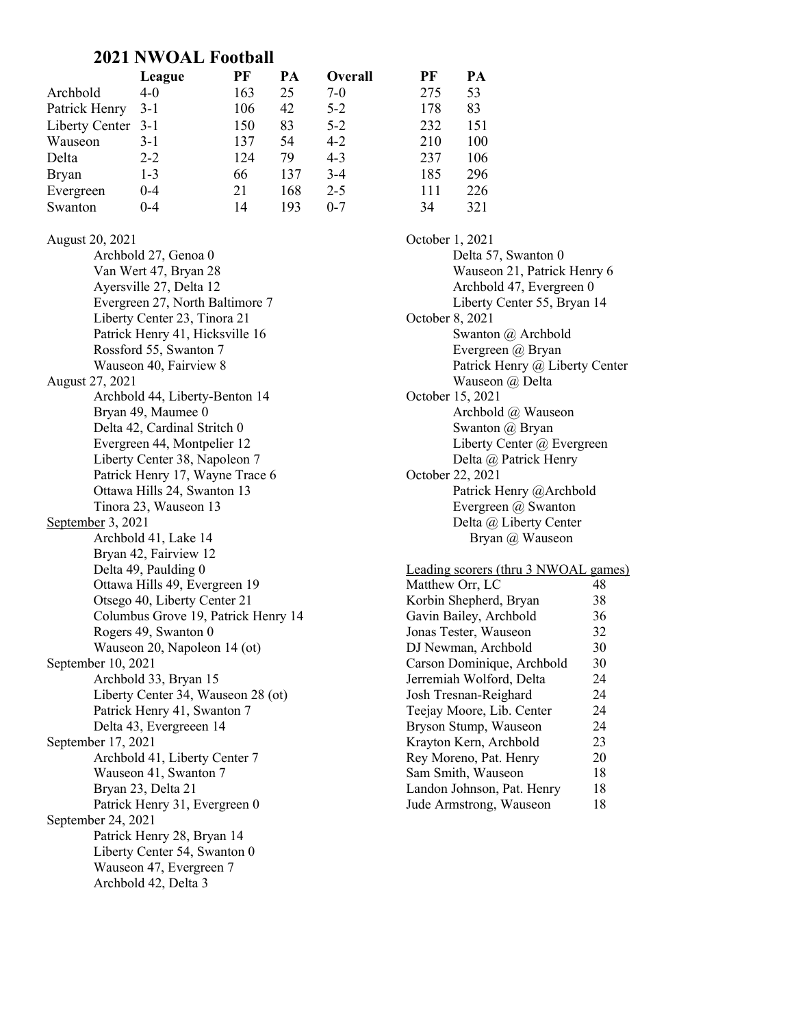## 2021 NWOAL Football

| | League | PF | PA | Overall | PF | PA |
|---|---|---|---|---|---|---|
| Archbold | 4-0 | 163 | 25 | 7-0 | 275 | 53 |
| Patrick Henry | 3-1 | 106 | 42 | 5-2 | 178 | 83 |
| Liberty Center | 3-1 | 150 | 83 | 5-2 | 232 | 151 |
| Wauseon | 3-1 | 137 | 54 | 4-2 | 210 | 100 |
| Delta | 2-2 | 124 | 79 | 4-3 | 237 | 106 |
| Bryan | 1-3 | 66 | 137 | 3-4 | 185 | 296 |
| Evergreen | 0-4 | 21 | 168 | 2-5 | 111 | 226 |
| Swanton | 0-4 | 14 | 193 | 0-7 | 34 | 321 |

August 20, 2021
- Archbold 27, Genoa 0
- Van Wert 47, Bryan 28
- Ayersville 27, Delta 12
- Evergreen 27, North Baltimore 7
- Liberty Center 23, Tinora 21
- Patrick Henry 41, Hicksville 16
- Rossford 55, Swanton 7
- Wauseon 40, Fairview 8

August 27, 2021
- Archbold 44, Liberty-Benton 14
- Bryan 49, Maumee 0
- Delta 42, Cardinal Stritch 0
- Evergreen 44, Montpelier 12
- Liberty Center 38, Napoleon 7
- Patrick Henry 17, Wayne Trace 6
- Ottawa Hills 24, Swanton 13
- Tinora 23, Wauseon 13

September 3, 2021
- Archbold 41, Lake 14
- Bryan 42, Fairview 12
- Delta 49, Paulding 0
- Ottawa Hills 49, Evergreen 19
- Otsego 40, Liberty Center 21
- Columbus Grove 19, Patrick Henry 14
- Rogers 49, Swanton 0
- Wauseon 20, Napoleon 14 (ot)

September 10, 2021
- Archbold 33, Bryan 15
- Liberty Center 34, Wauseon 28 (ot)
- Patrick Henry 41, Swanton 7
- Delta 43, Evergreeen 14

September 17, 2021
- Archbold 41, Liberty Center 7
- Wauseon 41, Swanton 7
- Bryan 23, Delta 21
- Patrick Henry 31, Evergreen 0

September 24, 2021
- Patrick Henry 28, Bryan 14
- Liberty Center 54, Swanton 0
- Wauseon 47, Evergreen 7
- Archbold 42, Delta 3

October 1, 2021
- Delta 57, Swanton 0
- Wauseon 21, Patrick Henry 6
- Archbold 47, Evergreen 0
- Liberty Center 55, Bryan 14

October 8, 2021
- Swanton @ Archbold
- Evergreen @ Bryan
- Patrick Henry @ Liberty Center
- Wauseon @ Delta

October 15, 2021
- Archbold @ Wauseon
- Swanton @ Bryan
- Liberty Center @ Evergreen
- Delta @ Patrick Henry

October 22, 2021
- Patrick Henry @Archbold
- Evergreen @ Swanton
- Delta @ Liberty Center
- Bryan @ Wauseon

Leading scorers (thru 3 NWOAL games)

| Player | Points |
|---|---|
| Matthew Orr, LC | 48 |
| Korbin Shepherd, Bryan | 38 |
| Gavin Bailey, Archbold | 36 |
| Jonas Tester, Wauseon | 32 |
| DJ Newman, Archbold | 30 |
| Carson Dominique, Archbold | 30 |
| Jerremiah Wolford, Delta | 24 |
| Josh Tresnan-Reighard | 24 |
| Teejay Moore, Lib. Center | 24 |
| Bryson Stump, Wauseon | 24 |
| Krayton Kern, Archbold | 23 |
| Rey Moreno, Pat. Henry | 20 |
| Sam Smith, Wauseon | 18 |
| Landon Johnson, Pat. Henry | 18 |
| Jude Armstrong, Wauseon | 18 |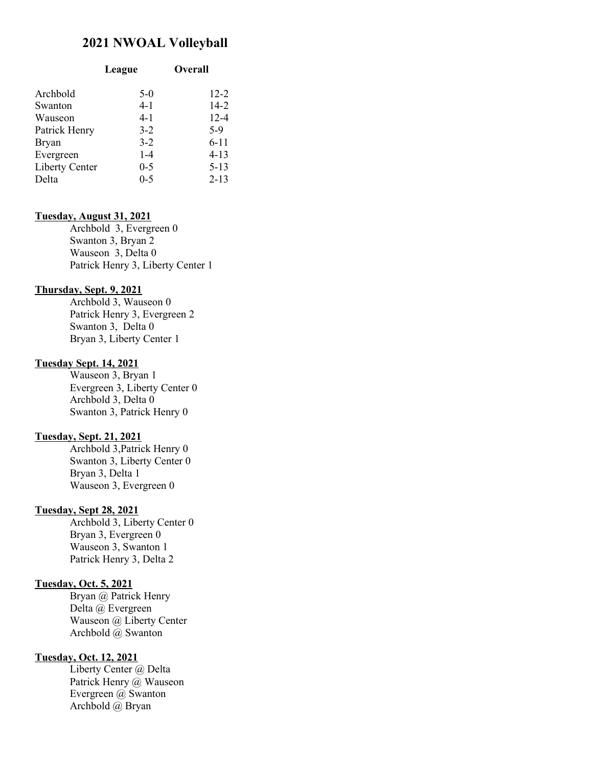# 2021 NWOAL Volleyball

| | League | Overall |
|---|---|---|
| Archbold | 5-0 | 12-2 |
| Swanton | 4-1 | 14-2 |
| Wauseon | 4-1 | 12-4 |
| Patrick Henry | 3-2 | 5-9 |
| Bryan | 3-2 | 6-11 |
| Evergreen | 1-4 | 4-13 |
| Liberty Center | 0-5 | 5-13 |
| Delta | 0-5 | 2-13 |

**Tuesday, August 31, 2021**

Archbold 3, Evergreen 0
Swanton 3, Bryan 2
Wauseon 3, Delta 0
Patrick Henry 3, Liberty Center 1

**Thursday, Sept. 9, 2021**

Archbold 3, Wauseon 0
Patrick Henry 3, Evergreen 2
Swanton 3, Delta 0
Bryan 3, Liberty Center 1

**Tuesday Sept. 14, 2021**

Wauseon 3, Bryan 1
Evergreen 3, Liberty Center 0
Archbold 3, Delta 0
Swanton 3, Patrick Henry 0

**Tuesday, Sept. 21, 2021**

Archbold 3,Patrick Henry 0
Swanton 3, Liberty Center 0
Bryan 3, Delta 1
Wauseon 3, Evergreen 0

**Tuesday, Sept 28, 2021**

Archbold 3, Liberty Center 0
Bryan 3, Evergreen 0
Wauseon 3, Swanton 1
Patrick Henry 3, Delta 2

**Tuesday, Oct. 5, 2021**

Bryan @ Patrick Henry
Delta @ Evergreen
Wauseon @ Liberty Center
Archbold @ Swanton

**Tuesday, Oct. 12, 2021**

Liberty Center @ Delta
Patrick Henry @ Wauseon
Evergreen @ Swanton
Archbold @ Bryan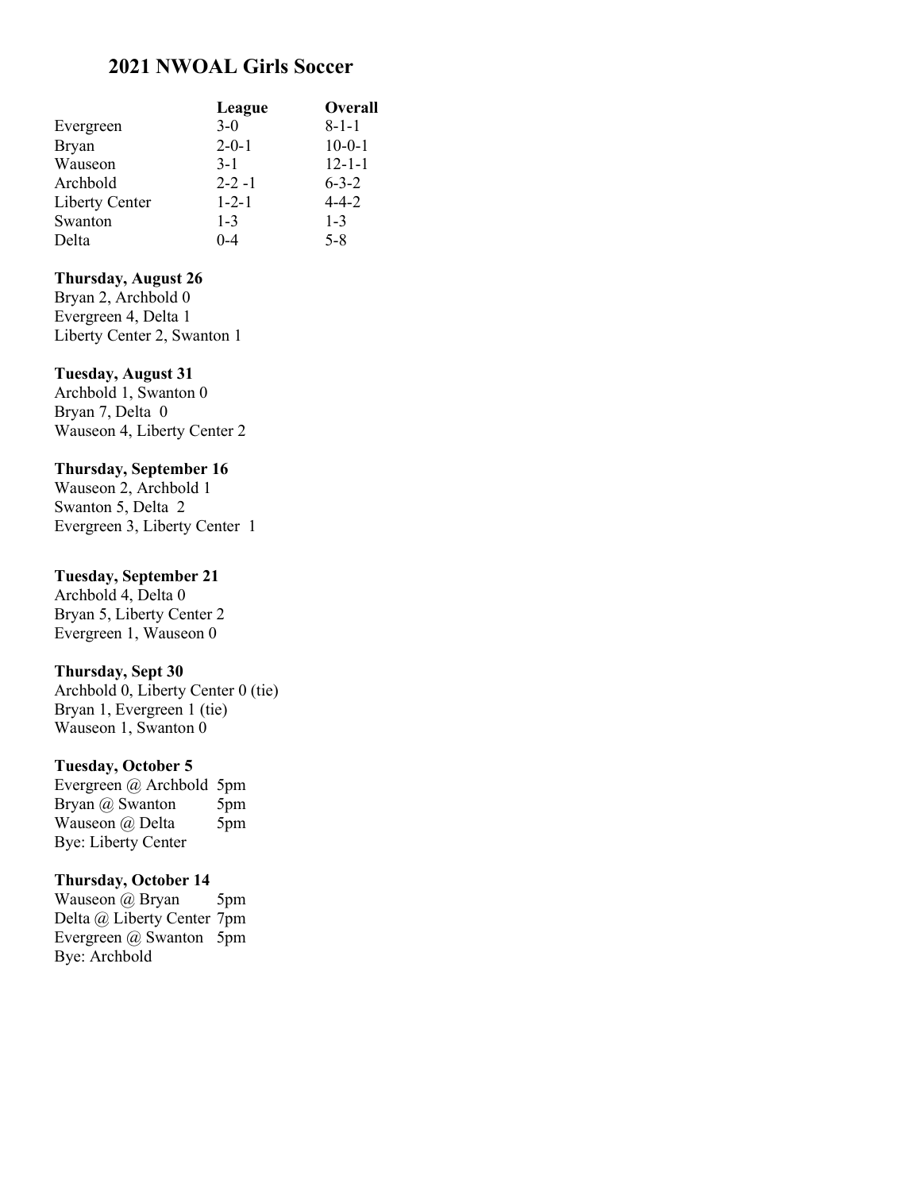# 2021 NWOAL Girls Soccer

| | League | Overall |
|---|---|---|
| Evergreen | 3-0 | 8-1-1 |
| Bryan | 2-0-1 | 10-0-1 |
| Wauseon | 3-1 | 12-1-1 |
| Archbold | 2-2 -1 | 6-3-2 |
| Liberty Center | 1-2-1 | 4-4-2 |
| Swanton | 1-3 | 1-3 |
| Delta | 0-4 | 5-8 |

**Thursday, August 26**
Bryan 2, Archbold 0
Evergreen 4, Delta 1
Liberty Center 2, Swanton 1

**Tuesday, August 31**
Archbold 1, Swanton 0
Bryan 7, Delta 0
Wauseon 4, Liberty Center 2

**Thursday, September 16**
Wauseon 2, Archbold 1
Swanton 5, Delta 2
Evergreen 3, Liberty Center 1

**Tuesday, September 21**
Archbold 4, Delta 0
Bryan 5, Liberty Center 2
Evergreen 1, Wauseon 0

**Thursday, Sept 30**
Archbold 0, Liberty Center 0 (tie)
Bryan 1, Evergreen 1 (tie)
Wauseon 1, Swanton 0

**Tuesday, October 5**
Evergreen @ Archbold 5pm
Bryan @ Swanton 5pm
Wauseon @ Delta 5pm
Bye: Liberty Center

**Thursday, October 14**
Wauseon @ Bryan 5pm
Delta @ Liberty Center 7pm
Evergreen @ Swanton 5pm
Bye: Archbold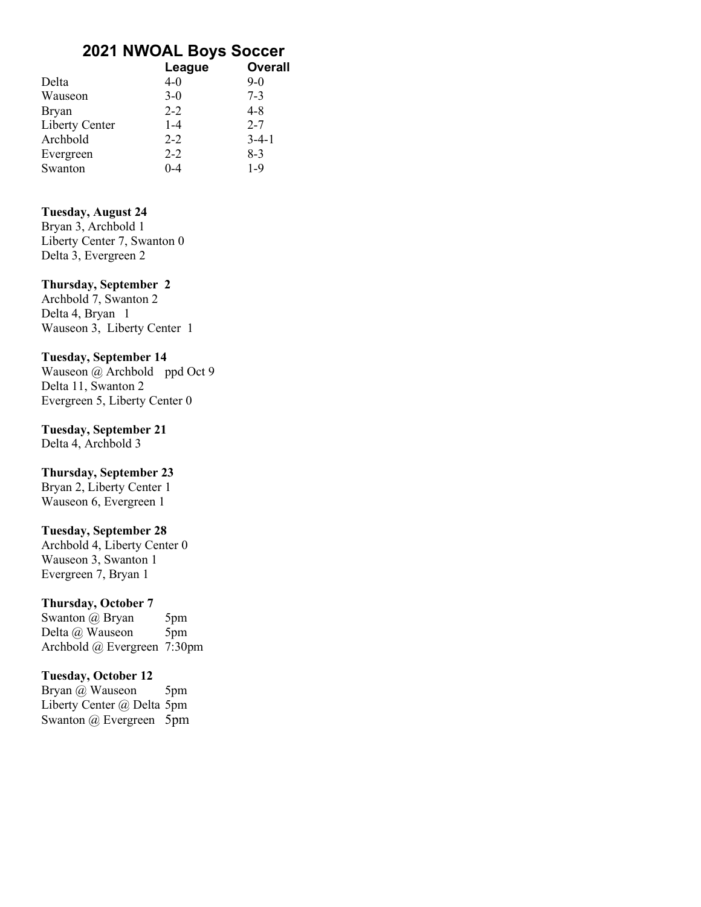# 2021 NWOAL Boys Soccer

| | League | Overall |
|---|---|---|
| Delta | 4-0 | 9-0 |
| Wauseon | 3-0 | 7-3 |
| Bryan | 2-2 | 4-8 |
| Liberty Center | 1-4 | 2-7 |
| Archbold | 2-2 | 3-4-1 |
| Evergreen | 2-2 | 8-3 |
| Swanton | 0-4 | 1-9 |

**Tuesday, August 24**

Bryan 3, Archbold 1
Liberty Center 7, Swanton 0
Delta 3, Evergreen 2

**Thursday, September 2**

Archbold 7, Swanton 2
Delta 4, Bryan 1
Wauseon 3, Liberty Center 1

**Tuesday, September 14**

Wauseon @ Archbold ppd Oct 9
Delta 11, Swanton 2
Evergreen 5, Liberty Center 0

**Tuesday, September 21**

Delta 4, Archbold 3

**Thursday, September 23**

Bryan 2, Liberty Center 1
Wauseon 6, Evergreen 1

**Tuesday, September 28**

Archbold 4, Liberty Center 0
Wauseon 3, Swanton 1
Evergreen 7, Bryan 1

**Thursday, October 7**

Swanton @ Bryan 5pm
Delta @ Wauseon 5pm
Archbold @ Evergreen 7:30pm

**Tuesday, October 12**

Bryan @ Wauseon 5pm
Liberty Center @ Delta 5pm
Swanton @ Evergreen 5pm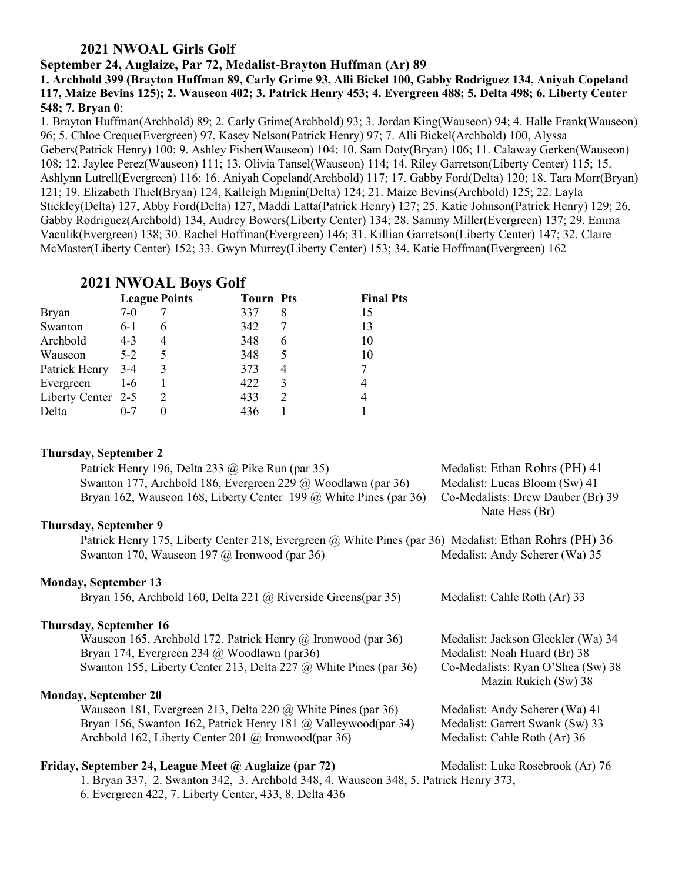## 2021 NWOAL Girls Golf

**September 24, Auglaize, Par 72, Medalist-Brayton Huffman (Ar) 89**

**1. Archbold 399 (Brayton Huffman 89, Carly Grime 93, Alli Bickel 100, Gabby Rodriguez 134, Aniyah Copeland 117, Maize Bevins 125); 2. Wauseon 402; 3. Patrick Henry 453; 4. Evergreen 488; 5. Delta 498; 6. Liberty Center 548; 7. Bryan 0**;

1. Brayton Huffman(Archbold) 89; 2. Carly Grime(Archbold) 93; 3. Jordan King(Wauseon) 94; 4. Halle Frank(Wauseon) 96; 5. Chloe Creque(Evergreen) 97, Kasey Nelson(Patrick Henry) 97; 7. Alli Bickel(Archbold) 100, Alyssa Gebers(Patrick Henry) 100; 9. Ashley Fisher(Wauseon) 104; 10. Sam Doty(Bryan) 106; 11. Calaway Gerken(Wauseon) 108; 12. Jaylee Perez(Wauseon) 111; 13. Olivia Tansel(Wauseon) 114; 14. Riley Garretson(Liberty Center) 115; 15. Ashlynn Lutrell(Evergreen) 116; 16. Aniyah Copeland(Archbold) 117; 17. Gabby Ford(Delta) 120; 18. Tara Morr(Bryan) 121; 19. Elizabeth Thiel(Bryan) 124, Kalleigh Mignin(Delta) 124; 21. Maize Bevins(Archbold) 125; 22. Layla Stickley(Delta) 127, Abby Ford(Delta) 127, Maddi Latta(Patrick Henry) 127; 25. Katie Johnson(Patrick Henry) 129; 26. Gabby Rodriguez(Archbold) 134, Audrey Bowers(Liberty Center) 134; 28. Sammy Miller(Evergreen) 137; 29. Emma Vaculik(Evergreen) 138; 30. Rachel Hoffman(Evergreen) 146; 31. Killian Garretson(Liberty Center) 147; 32. Claire McMaster(Liberty Center) 152; 33. Gwyn Murrey(Liberty Center) 153; 34. Katie Hoffman(Evergreen) 162

## 2021 NWOAL Boys Golf

| | League | Points | Tourn | Pts | Final Pts |
|---|---|---|---|---|---|
| Bryan | 7-0 | 7 | 337 | 8 | 15 |
| Swanton | 6-1 | 6 | 342 | 7 | 13 |
| Archbold | 4-3 | 4 | 348 | 6 | 10 |
| Wauseon | 5-2 | 5 | 348 | 5 | 10 |
| Patrick Henry | 3-4 | 3 | 373 | 4 | 7 |
| Evergreen | 1-6 | 1 | 422 | 3 | 4 |
| Liberty Center | 2-5 | 2 | 433 | 2 | 4 |
| Delta | 0-7 | 0 | 436 | 1 | 1 |

**Thursday, September 2**

- Patrick Henry 196, Delta 233 @ Pike Run (par 35) — Medalist: Ethan Rohrs (PH) 41
- Swanton 177, Archbold 186, Evergreen 229 @ Woodlawn (par 36) — Medalist: Lucas Bloom (Sw) 41
- Bryan 162, Wauseon 168, Liberty Center 199 @ White Pines (par 36) — Co-Medalists: Drew Dauber (Br) 39, Nate Hess (Br)

**Thursday, September 9**

- Patrick Henry 175, Liberty Center 218, Evergreen @ White Pines (par 36) — Medalist: Ethan Rohrs (PH) 36
- Swanton 170, Wauseon 197 @ Ironwood (par 36) — Medalist: Andy Scherer (Wa) 35

**Monday, September 13**

- Bryan 156, Archbold 160, Delta 221 @ Riverside Greens(par 35) — Medalist: Cahle Roth (Ar) 33

**Thursday, September 16**

- Wauseon 165, Archbold 172, Patrick Henry @ Ironwood (par 36) — Medalist: Jackson Gleckler (Wa) 34
- Bryan 174, Evergreen 234 @ Woodlawn (par36) — Medalist: Noah Huard (Br) 38
- Swanton 155, Liberty Center 213, Delta 227 @ White Pines (par 36) — Co-Medalists: Ryan O'Shea (Sw) 38, Mazin Rukieh (Sw) 38

**Monday, September 20**

- Wauseon 181, Evergreen 213, Delta 220 @ White Pines (par 36) — Medalist: Andy Scherer (Wa) 41
- Bryan 156, Swanton 162, Patrick Henry 181 @ Valleywood(par 34) — Medalist: Garrett Swank (Sw) 33
- Archbold 162, Liberty Center 201 @ Ironwood(par 36) — Medalist: Cahle Roth (Ar) 36

**Friday, September 24, League Meet @ Auglaize (par 72)** — Medalist: Luke Rosebrook (Ar) 76

1. Bryan 337, 2. Swanton 342, 3. Archbold 348, 4. Wauseon 348, 5. Patrick Henry 373, 6. Evergreen 422, 7. Liberty Center, 433, 8. Delta 436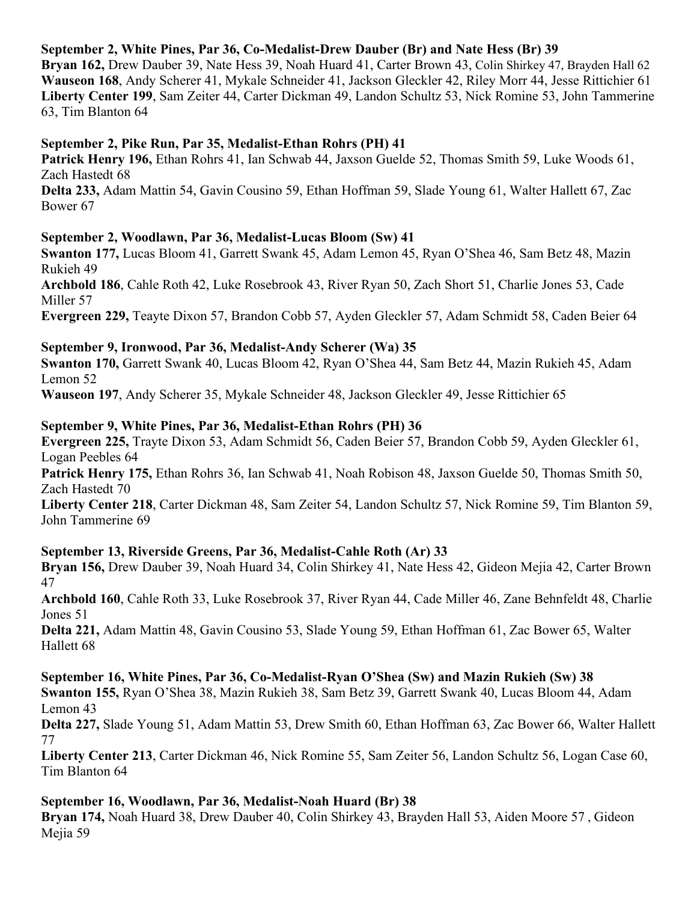**September 2, White Pines, Par 36, Co-Medalist-Drew Dauber (Br) and Nate Hess (Br) 39**
**Bryan 162,** Drew Dauber 39, Nate Hess 39, Noah Huard 41, Carter Brown 43, Colin Shirkey 47, Brayden Hall 62
**Wauseon 168**, Andy Scherer 41, Mykale Schneider 41, Jackson Gleckler 42, Riley Morr 44, Jesse Rittichier 61
**Liberty Center 199**, Sam Zeiter 44, Carter Dickman 49, Landon Schultz 53, Nick Romine 53, John Tammerine 63, Tim Blanton 64

**September 2, Pike Run, Par 35, Medalist-Ethan Rohrs (PH) 41**
**Patrick Henry 196,** Ethan Rohrs 41, Ian Schwab 44, Jaxson Guelde 52, Thomas Smith 59, Luke Woods 61, Zach Hastedt 68
**Delta 233,** Adam Mattin 54, Gavin Cousino 59, Ethan Hoffman 59, Slade Young 61, Walter Hallett 67, Zac Bower 67

**September 2, Woodlawn, Par 36, Medalist-Lucas Bloom (Sw) 41**
**Swanton 177,** Lucas Bloom 41, Garrett Swank 45, Adam Lemon 45, Ryan O'Shea 46, Sam Betz 48, Mazin Rukieh 49
**Archbold 186**, Cahle Roth 42, Luke Rosebrook 43, River Ryan 50, Zach Short 51, Charlie Jones 53, Cade Miller 57
**Evergreen 229,** Teayte Dixon 57, Brandon Cobb 57, Ayden Gleckler 57, Adam Schmidt 58, Caden Beier 64

**September 9, Ironwood, Par 36, Medalist-Andy Scherer (Wa) 35**
**Swanton 170,** Garrett Swank 40, Lucas Bloom 42, Ryan O'Shea 44, Sam Betz 44, Mazin Rukieh 45, Adam Lemon 52
**Wauseon 197**, Andy Scherer 35, Mykale Schneider 48, Jackson Gleckler 49, Jesse Rittichier 65

**September 9, White Pines, Par 36, Medalist-Ethan Rohrs (PH) 36**
**Evergreen 225,** Trayte Dixon 53, Adam Schmidt 56, Caden Beier 57, Brandon Cobb 59, Ayden Gleckler 61, Logan Peebles 64
**Patrick Henry 175,** Ethan Rohrs 36, Ian Schwab 41, Noah Robison 48, Jaxson Guelde 50, Thomas Smith 50, Zach Hastedt 70
**Liberty Center 218**, Carter Dickman 48, Sam Zeiter 54, Landon Schultz 57, Nick Romine 59, Tim Blanton 59, John Tammerine 69

**September 13, Riverside Greens, Par 36, Medalist-Cahle Roth (Ar) 33**
**Bryan 156,** Drew Dauber 39, Noah Huard 34, Colin Shirkey 41, Nate Hess 42, Gideon Mejia 42, Carter Brown 47
**Archbold 160**, Cahle Roth 33, Luke Rosebrook 37, River Ryan 44, Cade Miller 46, Zane Behnfeldt 48, Charlie Jones 51
**Delta 221,** Adam Mattin 48, Gavin Cousino 53, Slade Young 59, Ethan Hoffman 61, Zac Bower 65, Walter Hallett 68

**September 16, White Pines, Par 36, Co-Medalist-Ryan O'Shea (Sw) and Mazin Rukieh (Sw) 38**
**Swanton 155,** Ryan O'Shea 38, Mazin Rukieh 38, Sam Betz 39, Garrett Swank 40, Lucas Bloom 44, Adam Lemon 43
**Delta 227,** Slade Young 51, Adam Mattin 53, Drew Smith 60, Ethan Hoffman 63, Zac Bower 66, Walter Hallett 77
**Liberty Center 213**, Carter Dickman 46, Nick Romine 55, Sam Zeiter 56, Landon Schultz 56, Logan Case 60, Tim Blanton 64

**September 16, Woodlawn, Par 36, Medalist-Noah Huard (Br) 38**
**Bryan 174,** Noah Huard 38, Drew Dauber 40, Colin Shirkey 43, Brayden Hall 53, Aiden Moore 57 , Gideon Mejia 59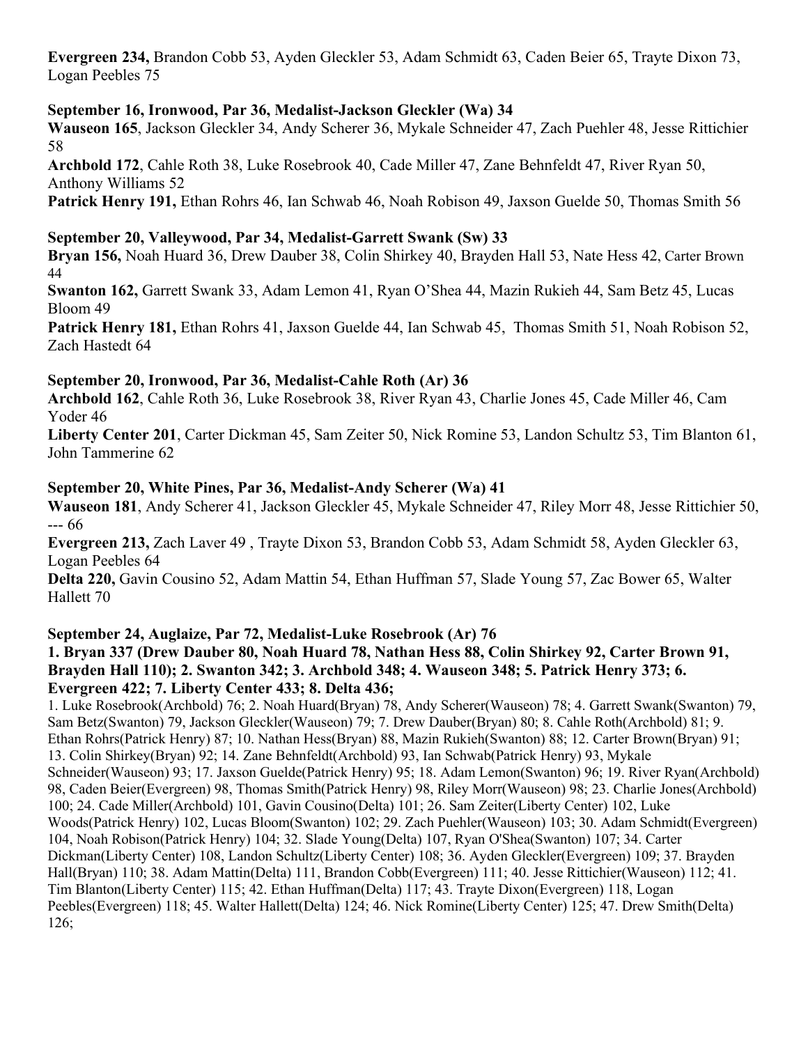**Evergreen 234,** Brandon Cobb 53, Ayden Gleckler 53, Adam Schmidt 63, Caden Beier 65, Trayte Dixon 73, Logan Peebles 75

**September 16, Ironwood, Par 36, Medalist-Jackson Gleckler (Wa) 34**

**Wauseon 165**, Jackson Gleckler 34, Andy Scherer 36, Mykale Schneider 47, Zach Puehler 48, Jesse Rittichier 58

**Archbold 172**, Cahle Roth 38, Luke Rosebrook 40, Cade Miller 47, Zane Behnfeldt 47, River Ryan 50, Anthony Williams 52

**Patrick Henry 191,** Ethan Rohrs 46, Ian Schwab 46, Noah Robison 49, Jaxson Guelde 50, Thomas Smith 56

**September 20, Valleywood, Par 34, Medalist-Garrett Swank (Sw) 33**

**Bryan 156,** Noah Huard 36, Drew Dauber 38, Colin Shirkey 40, Brayden Hall 53, Nate Hess 42, Carter Brown 44

**Swanton 162,** Garrett Swank 33, Adam Lemon 41, Ryan O'Shea 44, Mazin Rukieh 44, Sam Betz 45, Lucas Bloom 49

**Patrick Henry 181,** Ethan Rohrs 41, Jaxson Guelde 44, Ian Schwab 45, Thomas Smith 51, Noah Robison 52, Zach Hastedt 64

**September 20, Ironwood, Par 36, Medalist-Cahle Roth (Ar) 36**

**Archbold 162**, Cahle Roth 36, Luke Rosebrook 38, River Ryan 43, Charlie Jones 45, Cade Miller 46, Cam Yoder 46

**Liberty Center 201**, Carter Dickman 45, Sam Zeiter 50, Nick Romine 53, Landon Schultz 53, Tim Blanton 61, John Tammerine 62

**September 20, White Pines, Par 36, Medalist-Andy Scherer (Wa) 41**

**Wauseon 181**, Andy Scherer 41, Jackson Gleckler 45, Mykale Schneider 47, Riley Morr 48, Jesse Rittichier 50, --- 66

**Evergreen 213,** Zach Laver 49 , Trayte Dixon 53, Brandon Cobb 53, Adam Schmidt 58, Ayden Gleckler 63, Logan Peebles 64

**Delta 220,** Gavin Cousino 52, Adam Mattin 54, Ethan Huffman 57, Slade Young 57, Zac Bower 65, Walter Hallett 70

**September 24, Auglaize, Par 72, Medalist-Luke Rosebrook (Ar) 76**

**1. Bryan 337 (Drew Dauber 80, Noah Huard 78, Nathan Hess 88, Colin Shirkey 92, Carter Brown 91, Brayden Hall 110); 2. Swanton 342; 3. Archbold 348; 4. Wauseon 348; 5. Patrick Henry 373; 6. Evergreen 422; 7. Liberty Center 433; 8. Delta 436;**

1. Luke Rosebrook(Archbold) 76; 2. Noah Huard(Bryan) 78, Andy Scherer(Wauseon) 78; 4. Garrett Swank(Swanton) 79, Sam Betz(Swanton) 79, Jackson Gleckler(Wauseon) 79; 7. Drew Dauber(Bryan) 80; 8. Cahle Roth(Archbold) 81; 9. Ethan Rohrs(Patrick Henry) 87; 10. Nathan Hess(Bryan) 88, Mazin Rukieh(Swanton) 88; 12. Carter Brown(Bryan) 91; 13. Colin Shirkey(Bryan) 92; 14. Zane Behnfeldt(Archbold) 93, Ian Schwab(Patrick Henry) 93, Mykale Schneider(Wauseon) 93; 17. Jaxson Guelde(Patrick Henry) 95; 18. Adam Lemon(Swanton) 96; 19. River Ryan(Archbold) 98, Caden Beier(Evergreen) 98, Thomas Smith(Patrick Henry) 98, Riley Morr(Wauseon) 98; 23. Charlie Jones(Archbold) 100; 24. Cade Miller(Archbold) 101, Gavin Cousino(Delta) 101; 26. Sam Zeiter(Liberty Center) 102, Luke Woods(Patrick Henry) 102, Lucas Bloom(Swanton) 102; 29. Zach Puehler(Wauseon) 103; 30. Adam Schmidt(Evergreen) 104, Noah Robison(Patrick Henry) 104; 32. Slade Young(Delta) 107, Ryan O'Shea(Swanton) 107; 34. Carter Dickman(Liberty Center) 108, Landon Schultz(Liberty Center) 108; 36. Ayden Gleckler(Evergreen) 109; 37. Brayden Hall(Bryan) 110; 38. Adam Mattin(Delta) 111, Brandon Cobb(Evergreen) 111; 40. Jesse Rittichier(Wauseon) 112; 41. Tim Blanton(Liberty Center) 115; 42. Ethan Huffman(Delta) 117; 43. Trayte Dixon(Evergreen) 118, Logan Peebles(Evergreen) 118; 45. Walter Hallett(Delta) 124; 46. Nick Romine(Liberty Center) 125; 47. Drew Smith(Delta) 126;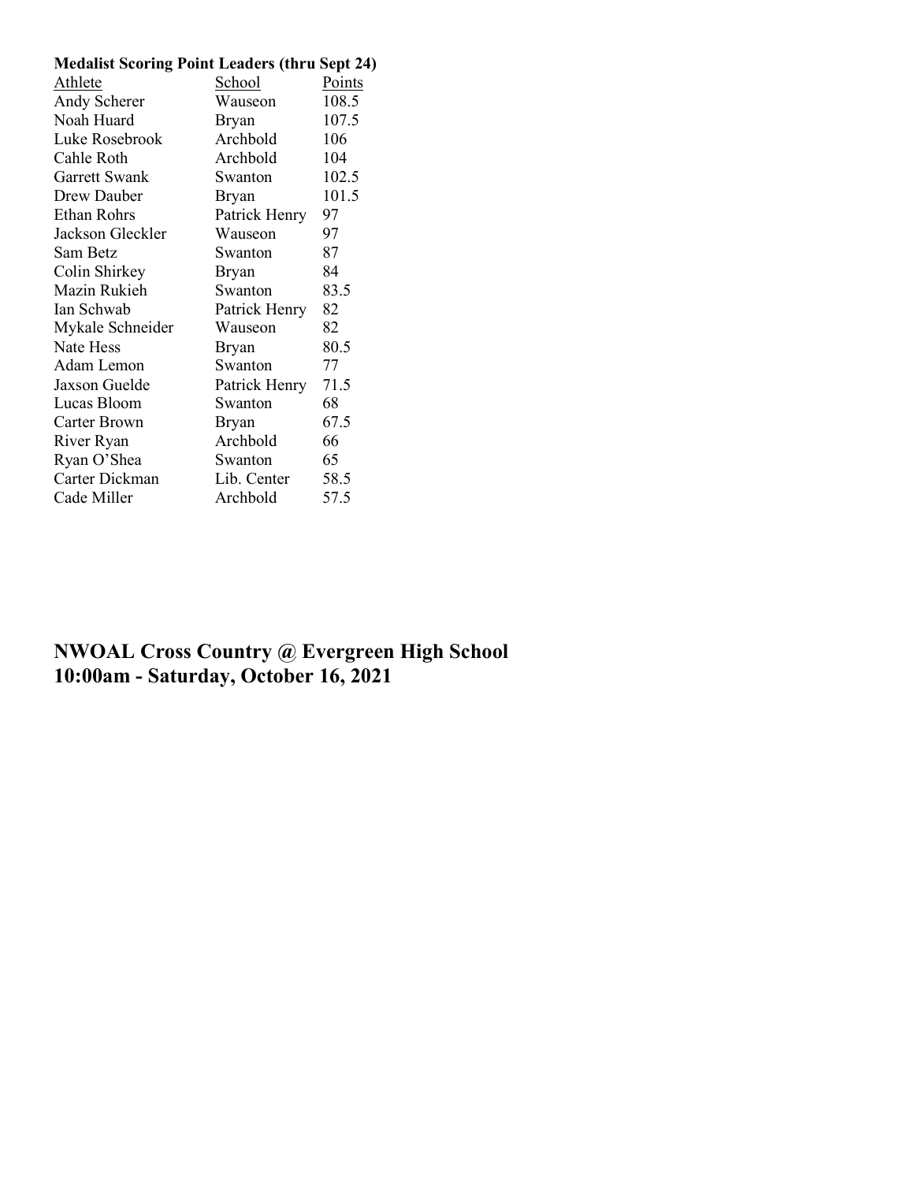**Medalist Scoring Point Leaders (thru Sept 24)**

| Athlete | School | Points |
|---|---|---|
| Andy Scherer | Wauseon | 108.5 |
| Noah Huard | Bryan | 107.5 |
| Luke Rosebrook | Archbold | 106 |
| Cahle Roth | Archbold | 104 |
| Garrett Swank | Swanton | 102.5 |
| Drew Dauber | Bryan | 101.5 |
| Ethan Rohrs | Patrick Henry | 97 |
| Jackson Gleckler | Wauseon | 97 |
| Sam Betz | Swanton | 87 |
| Colin Shirkey | Bryan | 84 |
| Mazin Rukieh | Swanton | 83.5 |
| Ian Schwab | Patrick Henry | 82 |
| Mykale Schneider | Wauseon | 82 |
| Nate Hess | Bryan | 80.5 |
| Adam Lemon | Swanton | 77 |
| Jaxson Guelde | Patrick Henry | 71.5 |
| Lucas Bloom | Swanton | 68 |
| Carter Brown | Bryan | 67.5 |
| River Ryan | Archbold | 66 |
| Ryan O'Shea | Swanton | 65 |
| Carter Dickman | Lib. Center | 58.5 |
| Cade Miller | Archbold | 57.5 |

## NWOAL Cross Country @ Evergreen High School
## 10:00am - Saturday, October 16, 2021